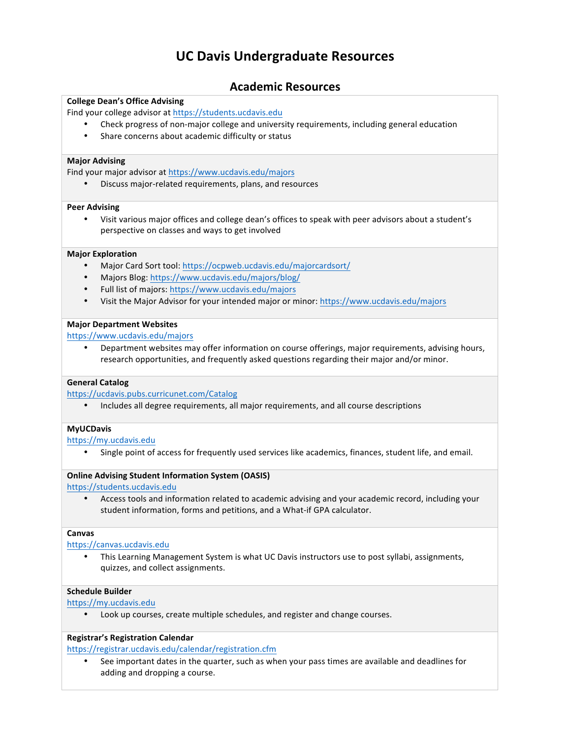# UC Davis Undergraduate Resources

## Academic Resources

**College Dean's Office Advising**
Find your college advisor at https://students.ucdavis.edu

- Check progress of non-major college and university requirements, including general education
- Share concerns about academic difficulty or status

**Major Advising**
Find your major advisor at https://www.ucdavis.edu/majors

- Discuss major-related requirements, plans, and resources

**Peer Advising**

- Visit various major offices and college dean's offices to speak with peer advisors about a student's perspective on classes and ways to get involved

**Major Exploration**

- Major Card Sort tool: https://ocpweb.ucdavis.edu/majorcardsort/
- Majors Blog: https://www.ucdavis.edu/majors/blog/
- Full list of majors: https://www.ucdavis.edu/majors
- Visit the Major Advisor for your intended major or minor: https://www.ucdavis.edu/majors

**Major Department Websites**
https://www.ucdavis.edu/majors

- Department websites may offer information on course offerings, major requirements, advising hours, research opportunities, and frequently asked questions regarding their major and/or minor.

**General Catalog**
https://ucdavis.pubs.curricunet.com/Catalog

- Includes all degree requirements, all major requirements, and all course descriptions

**MyUCDavis**
https://my.ucdavis.edu

- Single point of access for frequently used services like academics, finances, student life, and email.

**Online Advising Student Information System (OASIS)**
https://students.ucdavis.edu

- Access tools and information related to academic advising and your academic record, including your student information, forms and petitions, and a What-if GPA calculator.

**Canvas**
https://canvas.ucdavis.edu

- This Learning Management System is what UC Davis instructors use to post syllabi, assignments, quizzes, and collect assignments.

**Schedule Builder**
https://my.ucdavis.edu

- Look up courses, create multiple schedules, and register and change courses.

**Registrar's Registration Calendar**
https://registrar.ucdavis.edu/calendar/registration.cfm

- See important dates in the quarter, such as when your pass times are available and deadlines for adding and dropping a course.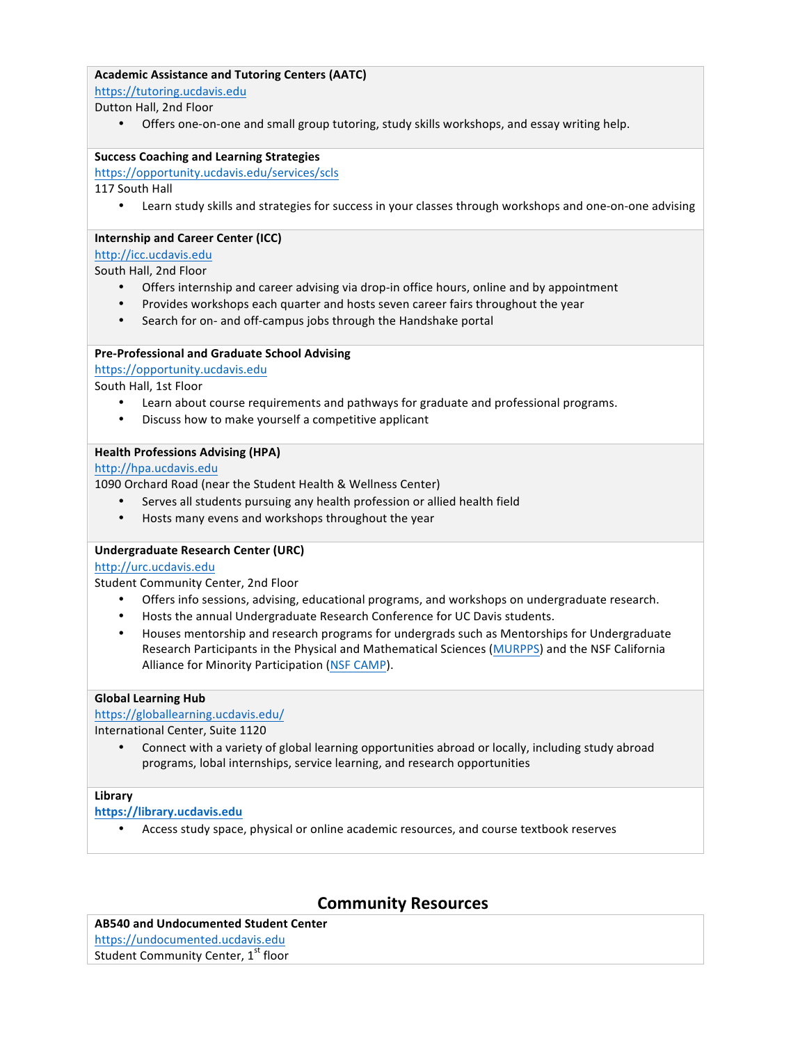**Academic Assistance and Tutoring Centers (AATC)**
https://tutoring.ucdavis.edu
Dutton Hall, 2nd Floor

- Offers one-on-one and small group tutoring, study skills workshops, and essay writing help.

**Success Coaching and Learning Strategies**
https://opportunity.ucdavis.edu/services/scls
117 South Hall

- Learn study skills and strategies for success in your classes through workshops and one-on-one advising

**Internship and Career Center (ICC)**
http://icc.ucdavis.edu
South Hall, 2nd Floor

- Offers internship and career advising via drop-in office hours, online and by appointment
- Provides workshops each quarter and hosts seven career fairs throughout the year
- Search for on- and off-campus jobs through the Handshake portal

**Pre-Professional and Graduate School Advising**
https://opportunity.ucdavis.edu
South Hall, 1st Floor

- Learn about course requirements and pathways for graduate and professional programs.
- Discuss how to make yourself a competitive applicant

**Health Professions Advising (HPA)**
http://hpa.ucdavis.edu
1090 Orchard Road (near the Student Health & Wellness Center)

- Serves all students pursuing any health profession or allied health field
- Hosts many evens and workshops throughout the year

**Undergraduate Research Center (URC)**
http://urc.ucdavis.edu
Student Community Center, 2nd Floor

- Offers info sessions, advising, educational programs, and workshops on undergraduate research.
- Hosts the annual Undergraduate Research Conference for UC Davis students.
- Houses mentorship and research programs for undergrads such as Mentorships for Undergraduate Research Participants in the Physical and Mathematical Sciences (MURPPS) and the NSF California Alliance for Minority Participation (NSF CAMP).

**Global Learning Hub**
https://globallearning.ucdavis.edu/
International Center, Suite 1120

- Connect with a variety of global learning opportunities abroad or locally, including study abroad programs, lobal internships, service learning, and research opportunities

**Library**
**https://library.ucdavis.edu**

- Access study space, physical or online academic resources, and course textbook reserves

## Community Resources

**AB540 and Undocumented Student Center**
https://undocumented.ucdavis.edu
Student Community Center, 1st floor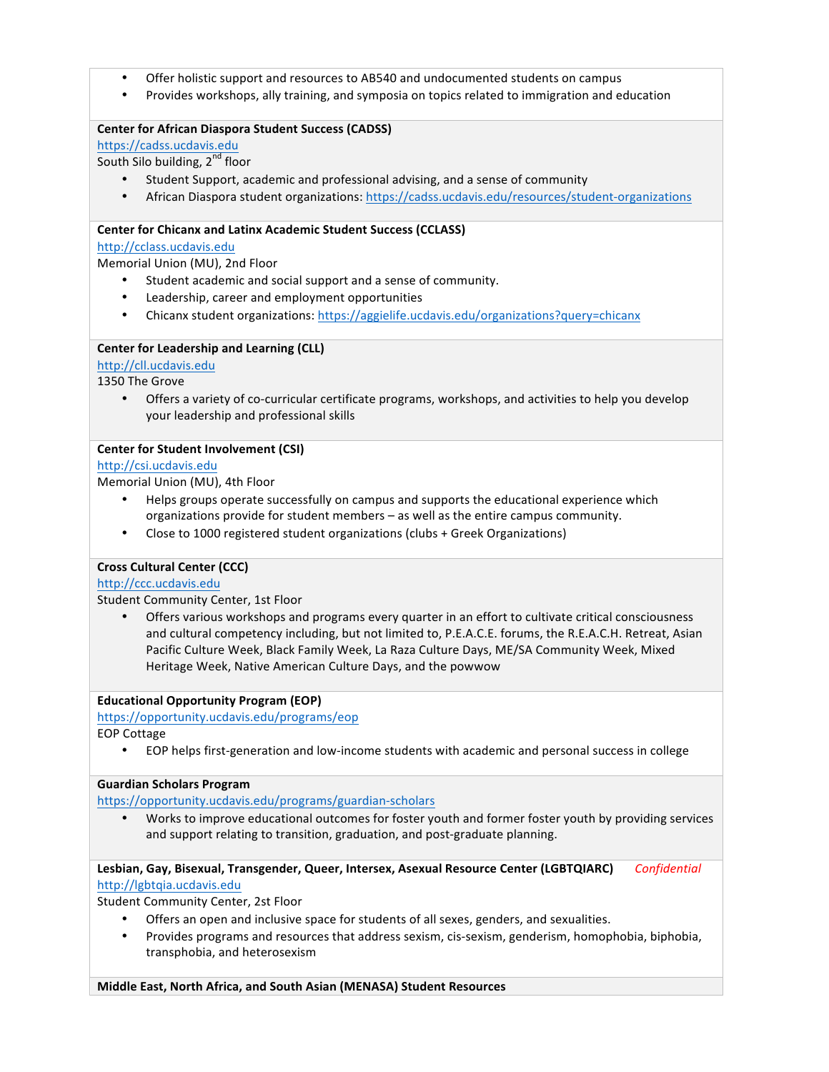- Offer holistic support and resources to AB540 and undocumented students on campus
- Provides workshops, ally training, and symposia on topics related to immigration and education

**Center for African Diaspora Student Success (CADSS)**
https://cadss.ucdavis.edu
South Silo building, 2nd floor

- Student Support, academic and professional advising, and a sense of community
- African Diaspora student organizations: https://cadss.ucdavis.edu/resources/student-organizations

**Center for Chicanx and Latinx Academic Student Success (CCLASS)**
http://cclass.ucdavis.edu
Memorial Union (MU), 2nd Floor

- Student academic and social support and a sense of community.
- Leadership, career and employment opportunities
- Chicanx student organizations: https://aggielife.ucdavis.edu/organizations?query=chicanx

**Center for Leadership and Learning (CLL)**
http://cll.ucdavis.edu
1350 The Grove

- Offers a variety of co-curricular certificate programs, workshops, and activities to help you develop your leadership and professional skills

**Center for Student Involvement (CSI)**
http://csi.ucdavis.edu
Memorial Union (MU), 4th Floor

- Helps groups operate successfully on campus and supports the educational experience which organizations provide for student members – as well as the entire campus community.
- Close to 1000 registered student organizations (clubs + Greek Organizations)

**Cross Cultural Center (CCC)**
http://ccc.ucdavis.edu
Student Community Center, 1st Floor

- Offers various workshops and programs every quarter in an effort to cultivate critical consciousness and cultural competency including, but not limited to, P.E.A.C.E. forums, the R.E.A.C.H. Retreat, Asian Pacific Culture Week, Black Family Week, La Raza Culture Days, ME/SA Community Week, Mixed Heritage Week, Native American Culture Days, and the powwow

**Educational Opportunity Program (EOP)**
https://opportunity.ucdavis.edu/programs/eop
EOP Cottage

- EOP helps first-generation and low-income students with academic and personal success in college

**Guardian Scholars Program**
https://opportunity.ucdavis.edu/programs/guardian-scholars

- Works to improve educational outcomes for foster youth and former foster youth by providing services and support relating to transition, graduation, and post-graduate planning.

**Lesbian, Gay, Bisexual, Transgender, Queer, Intersex, Asexual Resource Center (LGBTQIARC)** *Confidential*
http://lgbtqia.ucdavis.edu
Student Community Center, 2st Floor

- Offers an open and inclusive space for students of all sexes, genders, and sexualities.
- Provides programs and resources that address sexism, cis-sexism, genderism, homophobia, biphobia, transphobia, and heterosexism

**Middle East, North Africa, and South Asian (MENASA) Student Resources**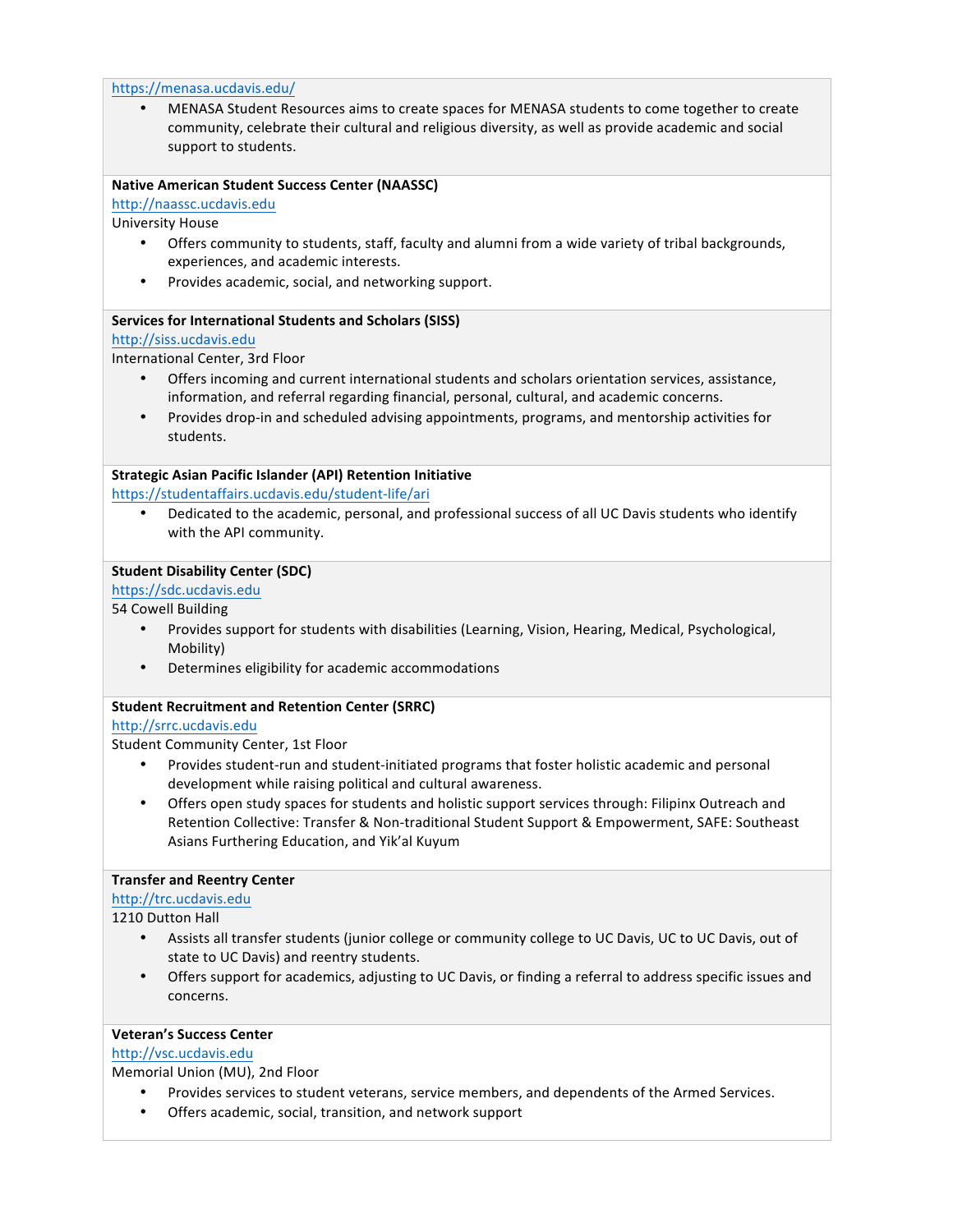https://menasa.ucdavis.edu/

- MENASA Student Resources aims to create spaces for MENASA students to come together to create community, celebrate their cultural and religious diversity, as well as provide academic and social support to students.

**Native American Student Success Center (NAASSC)**
http://naassc.ucdavis.edu
University House

- Offers community to students, staff, faculty and alumni from a wide variety of tribal backgrounds, experiences, and academic interests.
- Provides academic, social, and networking support.

**Services for International Students and Scholars (SISS)**
http://siss.ucdavis.edu
International Center, 3rd Floor

- Offers incoming and current international students and scholars orientation services, assistance, information, and referral regarding financial, personal, cultural, and academic concerns.
- Provides drop-in and scheduled advising appointments, programs, and mentorship activities for students.

**Strategic Asian Pacific Islander (API) Retention Initiative**
https://studentaffairs.ucdavis.edu/student-life/ari

- Dedicated to the academic, personal, and professional success of all UC Davis students who identify with the API community.

**Student Disability Center (SDC)**
https://sdc.ucdavis.edu
54 Cowell Building

- Provides support for students with disabilities (Learning, Vision, Hearing, Medical, Psychological, Mobility)
- Determines eligibility for academic accommodations

**Student Recruitment and Retention Center (SRRC)**
http://srrc.ucdavis.edu
Student Community Center, 1st Floor

- Provides student-run and student-initiated programs that foster holistic academic and personal development while raising political and cultural awareness.
- Offers open study spaces for students and holistic support services through: Filipinx Outreach and Retention Collective: Transfer & Non-traditional Student Support & Empowerment, SAFE: Southeast Asians Furthering Education, and Yik'al Kuyum

**Transfer and Reentry Center**
http://trc.ucdavis.edu
1210 Dutton Hall

- Assists all transfer students (junior college or community college to UC Davis, UC to UC Davis, out of state to UC Davis) and reentry students.
- Offers support for academics, adjusting to UC Davis, or finding a referral to address specific issues and concerns.

**Veteran's Success Center**
http://vsc.ucdavis.edu
Memorial Union (MU), 2nd Floor

- Provides services to student veterans, service members, and dependents of the Armed Services.
- Offers academic, social, transition, and network support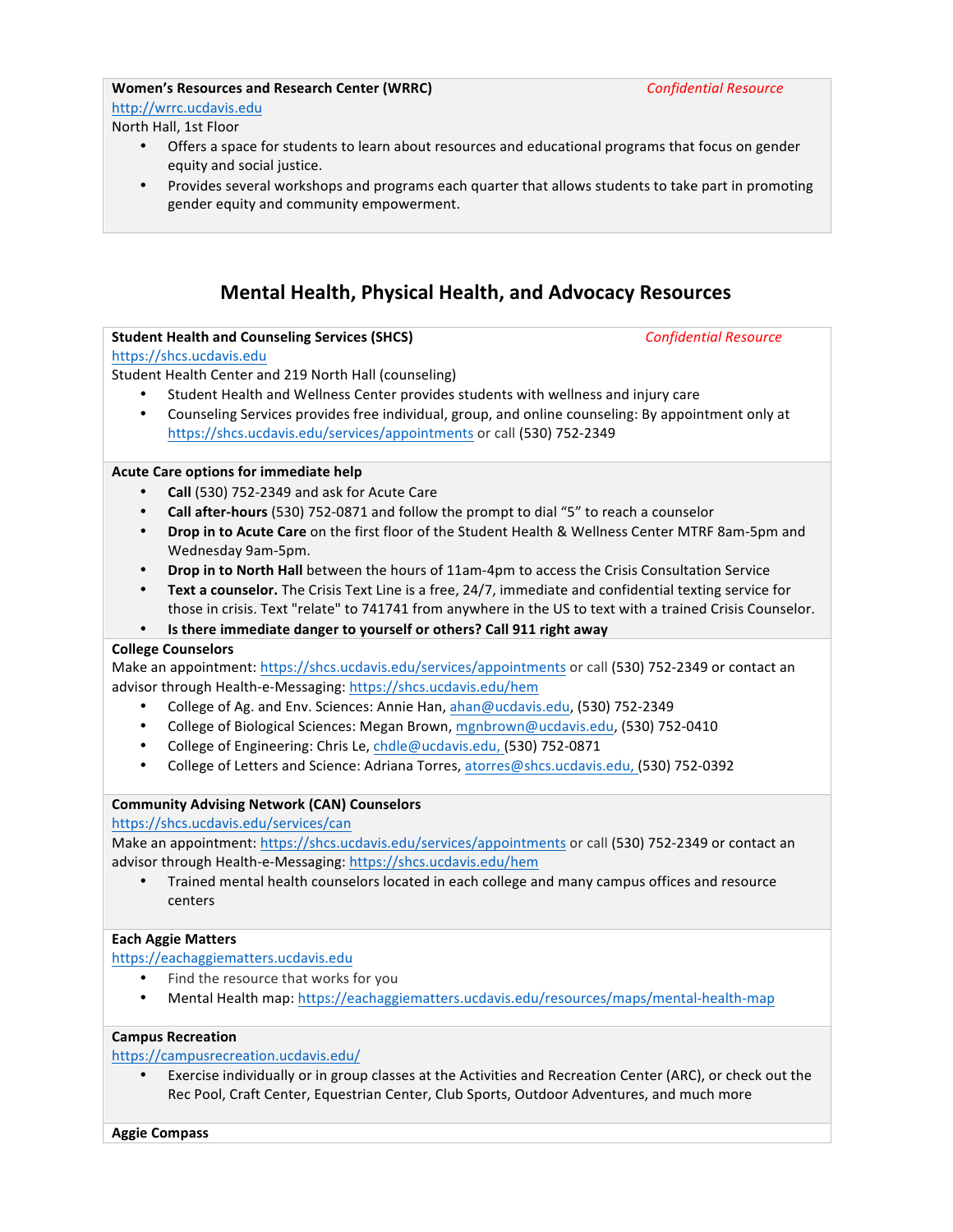**Women's Resources and Research Center (WRRC)** *Confidential Resource*

http://wrrc.ucdavis.edu

North Hall, 1st Floor

- Offers a space for students to learn about resources and educational programs that focus on gender equity and social justice.
- Provides several workshops and programs each quarter that allows students to take part in promoting gender equity and community empowerment.

## Mental Health, Physical Health, and Advocacy Resources

**Student Health and Counseling Services (SHCS)** *Confidential Resource*

https://shcs.ucdavis.edu

Student Health Center and 219 North Hall (counseling)

- Student Health and Wellness Center provides students with wellness and injury care
- Counseling Services provides free individual, group, and online counseling: By appointment only at https://shcs.ucdavis.edu/services/appointments or call (530) 752-2349

**Acute Care options for immediate help**

- **Call** (530) 752-2349 and ask for Acute Care
- **Call after-hours** (530) 752-0871 and follow the prompt to dial "5" to reach a counselor
- **Drop in to Acute Care** on the first floor of the Student Health & Wellness Center MTRF 8am-5pm and Wednesday 9am-5pm.
- **Drop in to North Hall** between the hours of 11am-4pm to access the Crisis Consultation Service
- **Text a counselor.** The Crisis Text Line is a free, 24/7, immediate and confidential texting service for those in crisis. Text "relate" to 741741 from anywhere in the US to text with a trained Crisis Counselor.
- **Is there immediate danger to yourself or others? Call 911 right away**

**College Counselors**

Make an appointment: https://shcs.ucdavis.edu/services/appointments or call (530) 752-2349 or contact an advisor through Health-e-Messaging: https://shcs.ucdavis.edu/hem

- College of Ag. and Env. Sciences: Annie Han, ahan@ucdavis.edu, (530) 752-2349
- College of Biological Sciences: Megan Brown, mgnbrown@ucdavis.edu, (530) 752-0410
- College of Engineering: Chris Le, chdle@ucdavis.edu, (530) 752-0871
- College of Letters and Science: Adriana Torres, atorres@shcs.ucdavis.edu, (530) 752-0392

**Community Advising Network (CAN) Counselors**

https://shcs.ucdavis.edu/services/can

Make an appointment: https://shcs.ucdavis.edu/services/appointments or call (530) 752-2349 or contact an advisor through Health-e-Messaging: https://shcs.ucdavis.edu/hem

- Trained mental health counselors located in each college and many campus offices and resource centers

**Each Aggie Matters**

https://eachaggiematters.ucdavis.edu

- Find the resource that works for you
- Mental Health map: https://eachaggiematters.ucdavis.edu/resources/maps/mental-health-map

**Campus Recreation**

https://campusrecreation.ucdavis.edu/

- Exercise individually or in group classes at the Activities and Recreation Center (ARC), or check out the Rec Pool, Craft Center, Equestrian Center, Club Sports, Outdoor Adventures, and much more

**Aggie Compass**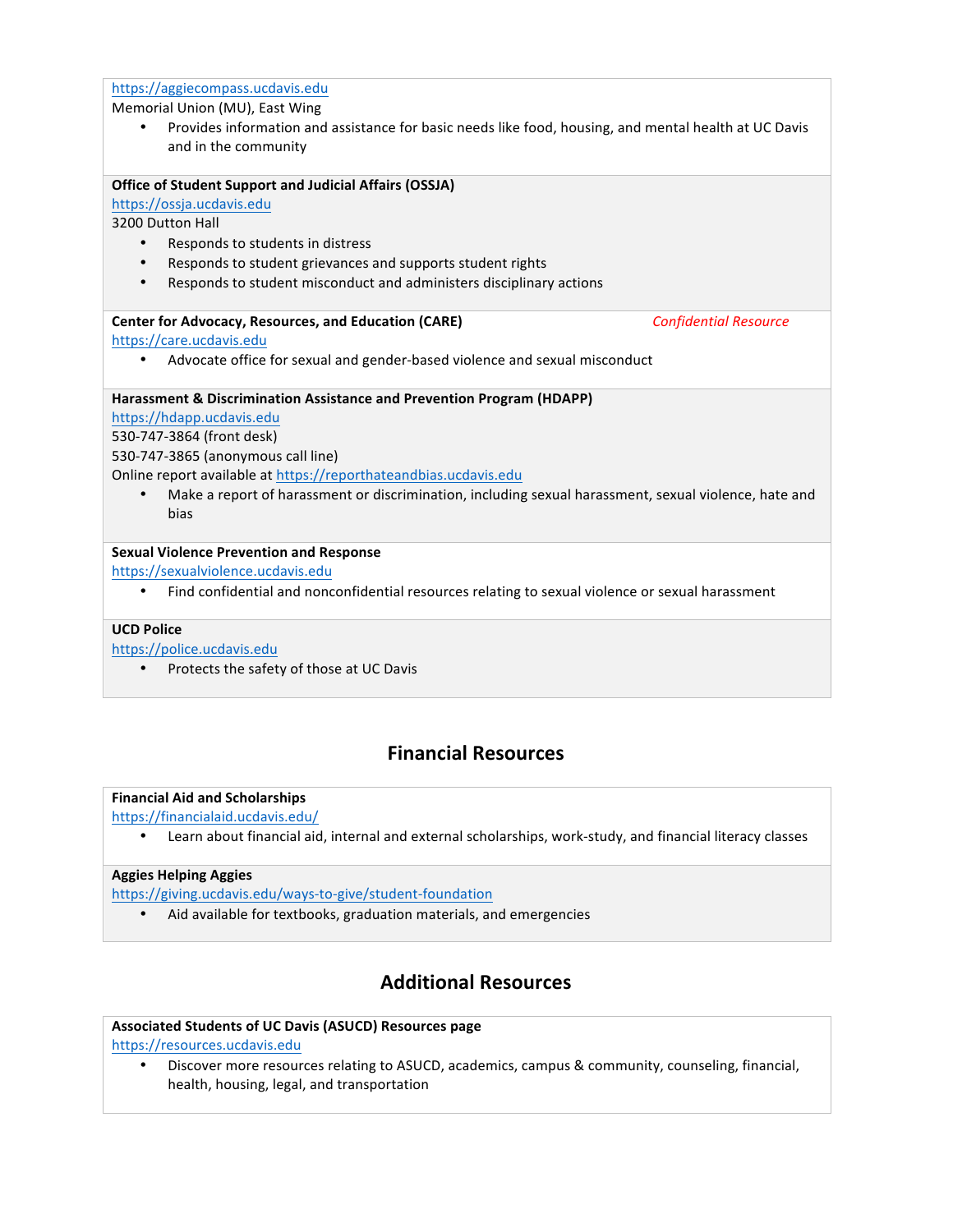https://aggiecompass.ucdavis.edu
Memorial Union (MU), East Wing

- Provides information and assistance for basic needs like food, housing, and mental health at UC Davis and in the community

**Office of Student Support and Judicial Affairs (OSSJA)**
https://ossja.ucdavis.edu
3200 Dutton Hall

- Responds to students in distress
- Responds to student grievances and supports student rights
- Responds to student misconduct and administers disciplinary actions

**Center for Advocacy, Resources, and Education (CARE)** *Confidential Resource*
https://care.ucdavis.edu

- Advocate office for sexual and gender-based violence and sexual misconduct

**Harassment & Discrimination Assistance and Prevention Program (HDAPP)**
https://hdapp.ucdavis.edu
530-747-3864 (front desk)
530-747-3865 (anonymous call line)
Online report available at https://reporthateandbias.ucdavis.edu

- Make a report of harassment or discrimination, including sexual harassment, sexual violence, hate and bias

**Sexual Violence Prevention and Response**
https://sexualviolence.ucdavis.edu

- Find confidential and nonconfidential resources relating to sexual violence or sexual harassment

**UCD Police**
https://police.ucdavis.edu

- Protects the safety of those at UC Davis

## Financial Resources

**Financial Aid and Scholarships**
https://financialaid.ucdavis.edu/

- Learn about financial aid, internal and external scholarships, work-study, and financial literacy classes

**Aggies Helping Aggies**
https://giving.ucdavis.edu/ways-to-give/student-foundation

- Aid available for textbooks, graduation materials, and emergencies

## Additional Resources

**Associated Students of UC Davis (ASUCD) Resources page**
https://resources.ucdavis.edu

- Discover more resources relating to ASUCD, academics, campus & community, counseling, financial, health, housing, legal, and transportation